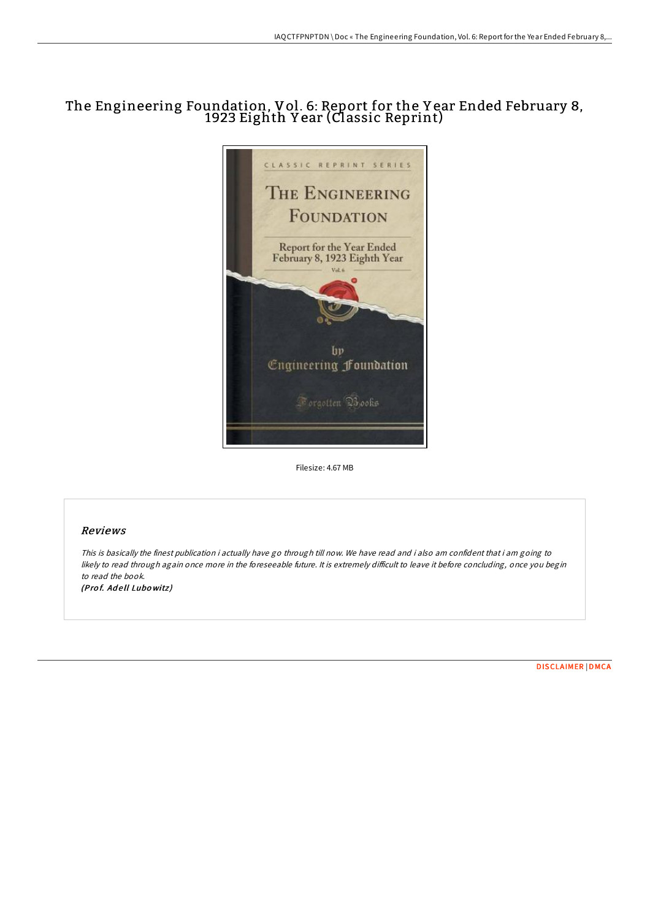# The Engineering Foundation, Vol. 6: Report for the Year Ended February 8, 1923 Eighth Year (Classic Reprint)

Filesize: 4.67 MB

## Reviews

*This is basically the finest publication i actually have go through till now. We have read and i also am confident that i am going to likely to read through again once more in the foreseeable future. It is extremely difficult to leave it before concluding, once you begin to read the book.*

*(Prof. Adell Lubowitz)*

DISCLAIMER | DMCA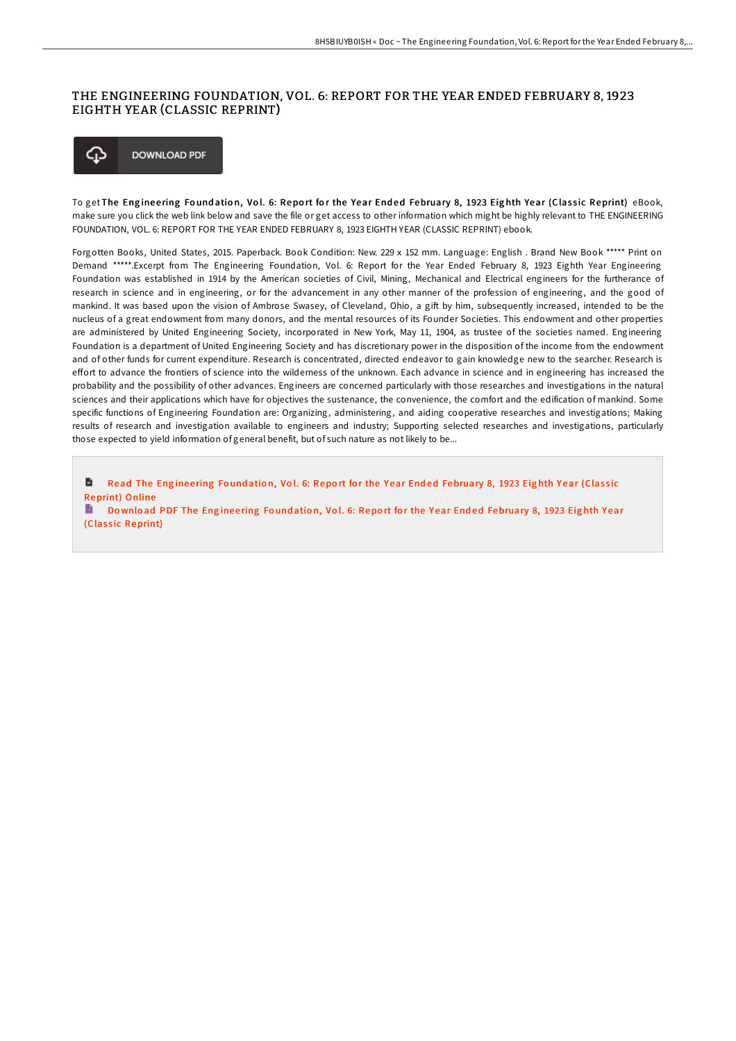# THE ENGINEERING FOUNDATION, VOL. 6: REPORT FOR THE YEAR ENDED FEBRUARY 8, 1923 EIGHTH YEAR (CLASSIC REPRINT)

DOWNLOAD PDF

To get **The Engineering Foundation, Vol. 6: Report for the Year Ended February 8, 1923 Eighth Year (Classic Reprint)** eBook, make sure you click the web link below and save the file or get access to other information which might be highly relevant to THE ENGINEERING FOUNDATION, VOL. 6: REPORT FOR THE YEAR ENDED FEBRUARY 8, 1923 EIGHTH YEAR (CLASSIC REPRINT) ebook.

Forgotten Books, United States, 2015. Paperback. Book Condition: New. 229 x 152 mm. Language: English . Brand New Book ***** Print on Demand *****.Excerpt from The Engineering Foundation, Vol. 6: Report for the Year Ended February 8, 1923 Eighth Year Engineering Foundation was established in 1914 by the American societies of Civil, Mining, Mechanical and Electrical engineers for the furtherance of research in science and in engineering, or for the advancement in any other manner of the profession of engineering, and the good of mankind. It was based upon the vision of Ambrose Swasey, of Cleveland, Ohio, a gift by him, subsequently increased, intended to be the nucleus of a great endowment from many donors, and the mental resources of its Founder Societies. This endowment and other properties are administered by United Engineering Society, incorporated in New York, May 11, 1904, as trustee of the societies named. Engineering Foundation is a department of United Engineering Society and has discretionary power in the disposition of the income from the endowment and of other funds for current expenditure. Research is concentrated, directed endeavor to gain knowledge new to the searcher. Research is effort to advance the frontiers of science into the wilderness of the unknown. Each advance in science and in engineering has increased the probability and the possibility of other advances. Engineers are concerned particularly with those researches and investigations in the natural sciences and their applications which have for objectives the sustenance, the convenience, the comfort and the edification of mankind. Some specific functions of Engineering Foundation are: Organizing, administering, and aiding cooperative researches and investigations; Making results of research and investigation available to engineers and industry; Supporting selected researches and investigations, particularly those expected to yield information of general benefit, but of such nature as not likely to be...

Read The Engineering Foundation, Vol. 6: Report for the Year Ended February 8, 1923 Eighth Year (Classic Reprint) Online

Download PDF The Engineering Foundation, Vol. 6: Report for the Year Ended February 8, 1923 Eighth Year (Classic Reprint)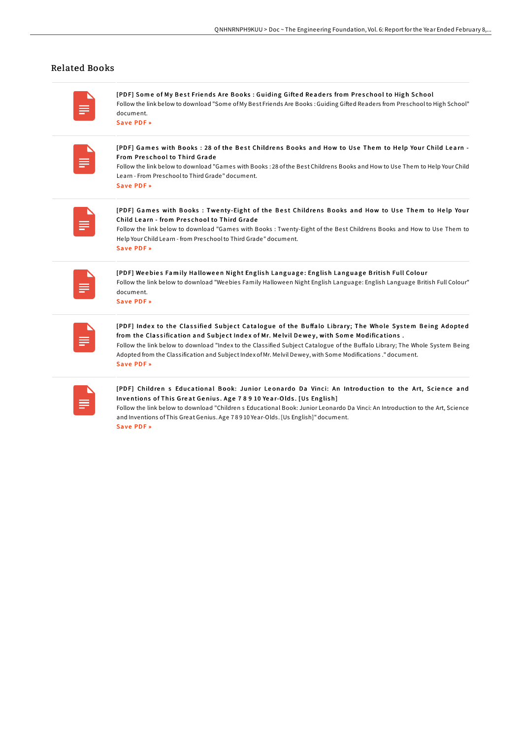## Related Books

[PDF] Some of My Best Friends Are Books : Guiding Gifted Readers from Preschool to High School
Follow the link below to download "Some of My Best Friends Are Books : Guiding Gifted Readers from Preschool to High School" document.
Save PDF »

[PDF] Games with Books : 28 of the Best Childrens Books and How to Use Them to Help Your Child Learn - From Preschool to Third Grade
Follow the link below to download "Games with Books : 28 of the Best Childrens Books and How to Use Them to Help Your Child Learn - From Preschool to Third Grade" document.
Save PDF »

[PDF] Games with Books : Twenty-Eight of the Best Childrens Books and How to Use Them to Help Your Child Learn - from Preschool to Third Grade
Follow the link below to download "Games with Books : Twenty-Eight of the Best Childrens Books and How to Use Them to Help Your Child Learn - from Preschool to Third Grade" document.
Save PDF »

[PDF] Weebies Family Halloween Night English Language: English Language British Full Colour
Follow the link below to download "Weebies Family Halloween Night English Language: English Language British Full Colour" document.
Save PDF »

[PDF] Index to the Classified Subject Catalogue of the Buffalo Library; The Whole System Being Adopted from the Classification and Subject Index of Mr. Melvil Dewey, with Some Modifications .
Follow the link below to download "Index to the Classified Subject Catalogue of the Buffalo Library; The Whole System Being Adopted from the Classification and Subject Index of Mr. Melvil Dewey, with Some Modifications ." document.
Save PDF »

[PDF] Children s Educational Book: Junior Leonardo Da Vinci: An Introduction to the Art, Science and Inventions of This Great Genius. Age 7 8 9 10 Year-Olds. [Us English]
Follow the link below to download "Children s Educational Book: Junior Leonardo Da Vinci: An Introduction to the Art, Science and Inventions of This Great Genius. Age 7 8 9 10 Year-Olds. [Us English]" document.
Save PDF »